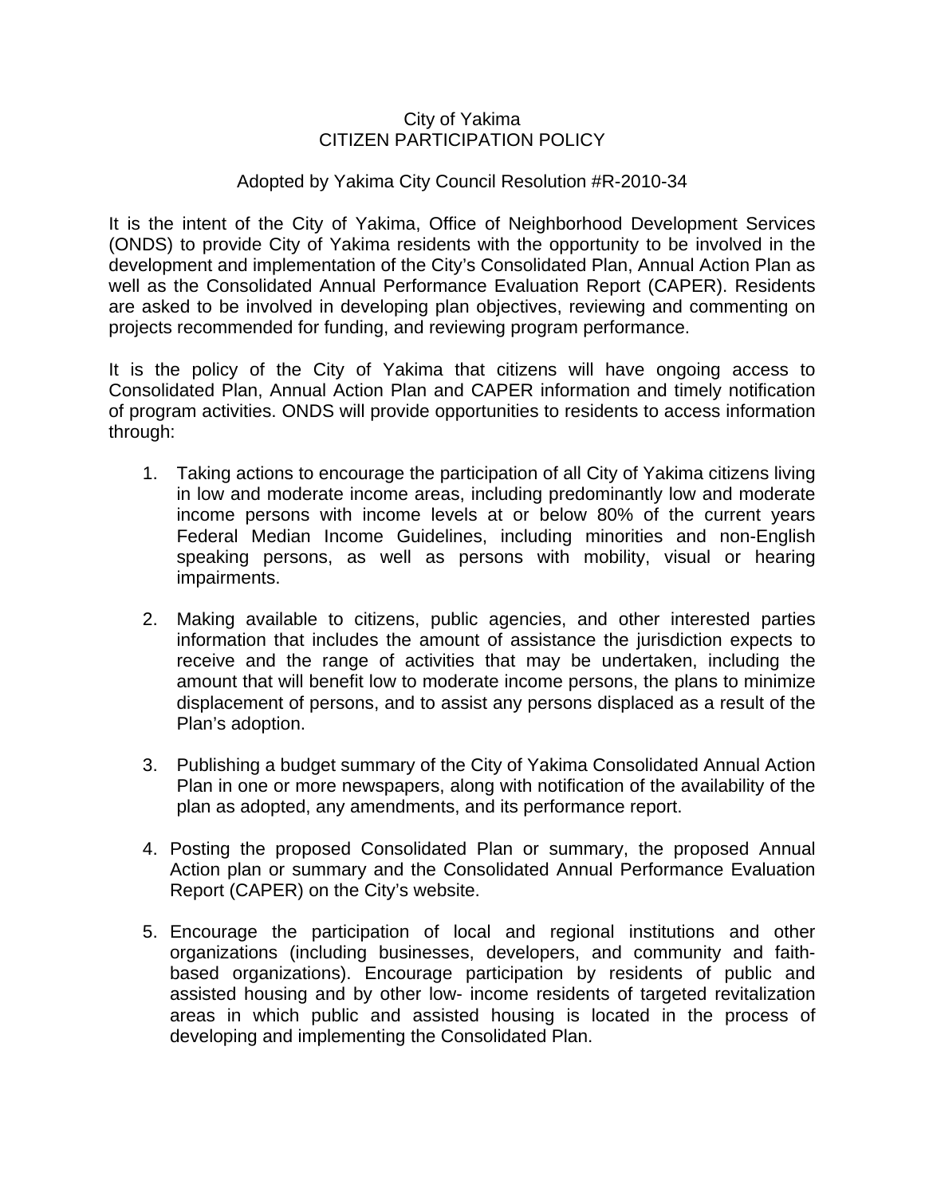# City of Yakima
# CITIZEN PARTICIPATION POLICY

Adopted by Yakima City Council Resolution #R-2010-34

It is the intent of the City of Yakima, Office of Neighborhood Development Services (ONDS) to provide City of Yakima residents with the opportunity to be involved in the development and implementation of the City's Consolidated Plan, Annual Action Plan as well as the Consolidated Annual Performance Evaluation Report (CAPER). Residents are asked to be involved in developing plan objectives, reviewing and commenting on projects recommended for funding, and reviewing program performance.

It is the policy of the City of Yakima that citizens will have ongoing access to Consolidated Plan, Annual Action Plan and CAPER information and timely notification of program activities. ONDS will provide opportunities to residents to access information through:

1. Taking actions to encourage the participation of all City of Yakima citizens living in low and moderate income areas, including predominantly low and moderate income persons with income levels at or below 80% of the current years Federal Median Income Guidelines, including minorities and non-English speaking persons, as well as persons with mobility, visual or hearing impairments.

2. Making available to citizens, public agencies, and other interested parties information that includes the amount of assistance the jurisdiction expects to receive and the range of activities that may be undertaken, including the amount that will benefit low to moderate income persons, the plans to minimize displacement of persons, and to assist any persons displaced as a result of the Plan's adoption.

3. Publishing a budget summary of the City of Yakima Consolidated Annual Action Plan in one or more newspapers, along with notification of the availability of the plan as adopted, any amendments, and its performance report.

4. Posting the proposed Consolidated Plan or summary, the proposed Annual Action plan or summary and the Consolidated Annual Performance Evaluation Report (CAPER) on the City's website.

5. Encourage the participation of local and regional institutions and other organizations (including businesses, developers, and community and faith-based organizations). Encourage participation by residents of public and assisted housing and by other low- income residents of targeted revitalization areas in which public and assisted housing is located in the process of developing and implementing the Consolidated Plan.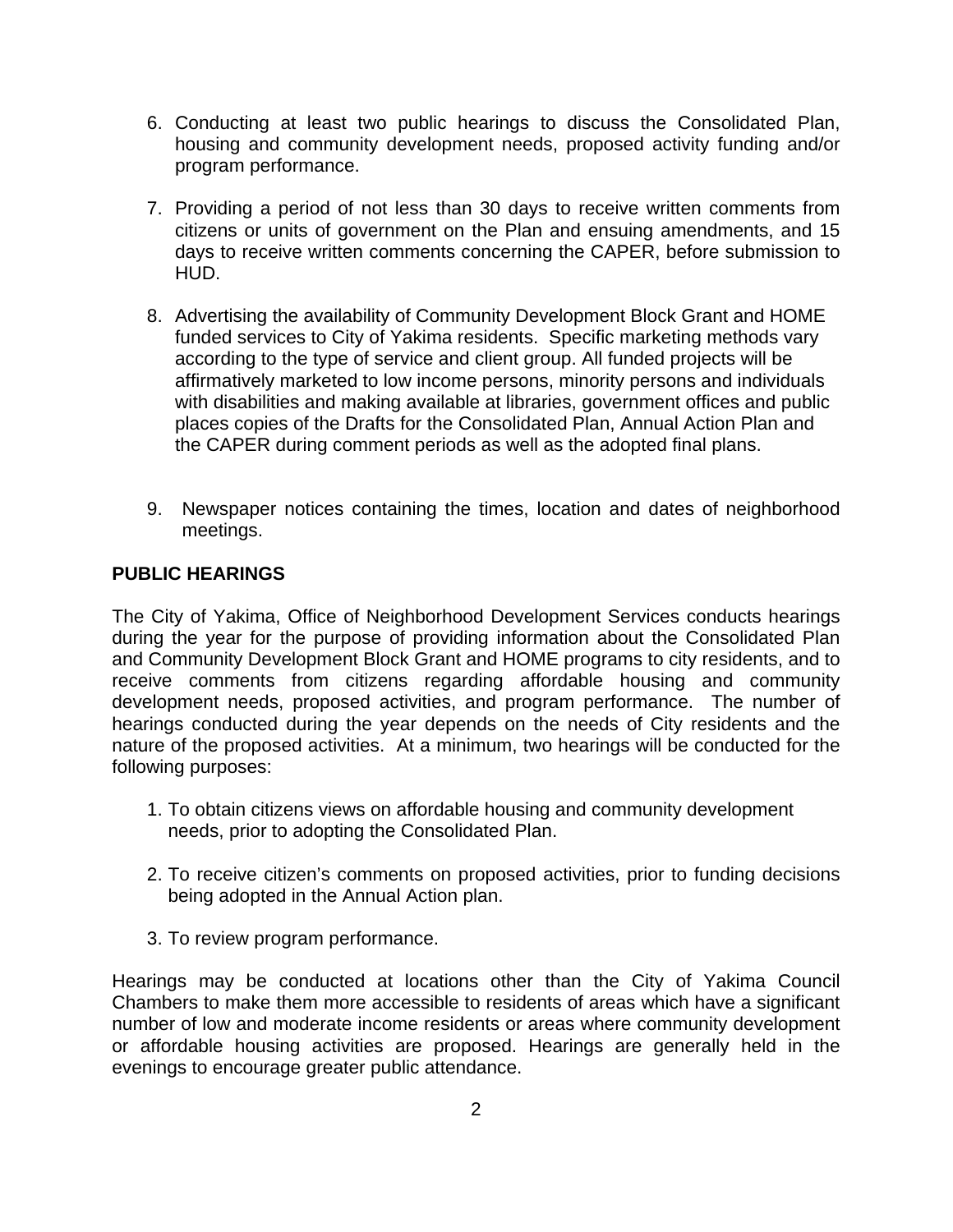6. Conducting at least two public hearings to discuss the Consolidated Plan, housing and community development needs, proposed activity funding and/or program performance.

7. Providing a period of not less than 30 days to receive written comments from citizens or units of government on the Plan and ensuing amendments, and 15 days to receive written comments concerning the CAPER, before submission to HUD.

8. Advertising the availability of Community Development Block Grant and HOME funded services to City of Yakima residents. Specific marketing methods vary according to the type of service and client group. All funded projects will be affirmatively marketed to low income persons, minority persons and individuals with disabilities and making available at libraries, government offices and public places copies of the Drafts for the Consolidated Plan, Annual Action Plan and the CAPER during comment periods as well as the adopted final plans.

9. Newspaper notices containing the times, location and dates of neighborhood meetings.

**PUBLIC HEARINGS**

The City of Yakima, Office of Neighborhood Development Services conducts hearings during the year for the purpose of providing information about the Consolidated Plan and Community Development Block Grant and HOME programs to city residents, and to receive comments from citizens regarding affordable housing and community development needs, proposed activities, and program performance. The number of hearings conducted during the year depends on the needs of City residents and the nature of the proposed activities. At a minimum, two hearings will be conducted for the following purposes:

1. To obtain citizens views on affordable housing and community development needs, prior to adopting the Consolidated Plan.

2. To receive citizen's comments on proposed activities, prior to funding decisions being adopted in the Annual Action plan.

3. To review program performance.

Hearings may be conducted at locations other than the City of Yakima Council Chambers to make them more accessible to residents of areas which have a significant number of low and moderate income residents or areas where community development or affordable housing activities are proposed. Hearings are generally held in the evenings to encourage greater public attendance.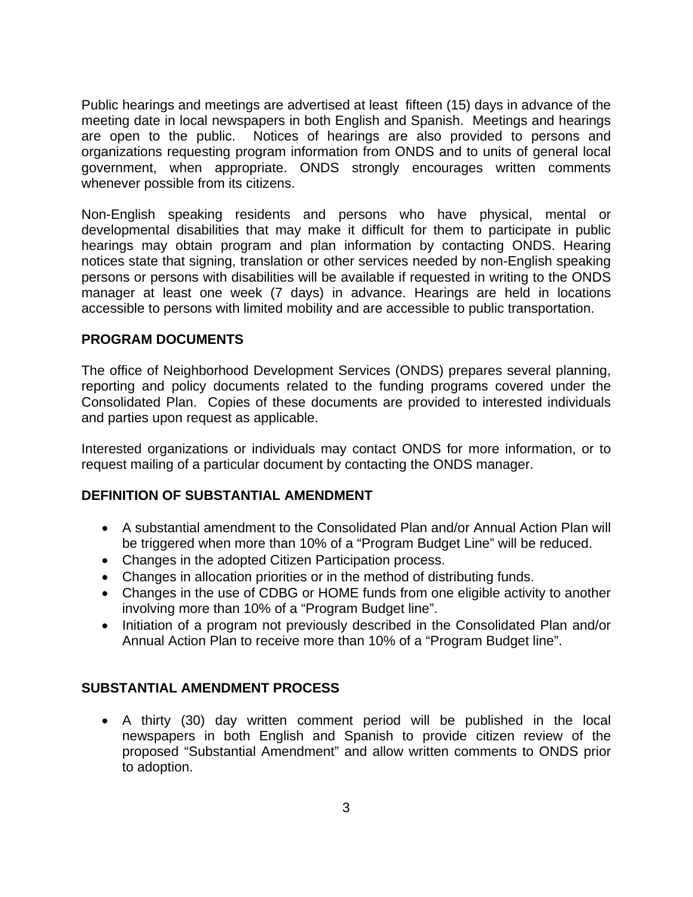Public hearings and meetings are advertised at least fifteen (15) days in advance of the meeting date in local newspapers in both English and Spanish. Meetings and hearings are open to the public. Notices of hearings are also provided to persons and organizations requesting program information from ONDS and to units of general local government, when appropriate. ONDS strongly encourages written comments whenever possible from its citizens.

Non-English speaking residents and persons who have physical, mental or developmental disabilities that may make it difficult for them to participate in public hearings may obtain program and plan information by contacting ONDS. Hearing notices state that signing, translation or other services needed by non-English speaking persons or persons with disabilities will be available if requested in writing to the ONDS manager at least one week (7 days) in advance. Hearings are held in locations accessible to persons with limited mobility and are accessible to public transportation.

## PROGRAM DOCUMENTS

The office of Neighborhood Development Services (ONDS) prepares several planning, reporting and policy documents related to the funding programs covered under the Consolidated Plan. Copies of these documents are provided to interested individuals and parties upon request as applicable.

Interested organizations or individuals may contact ONDS for more information, or to request mailing of a particular document by contacting the ONDS manager.

## DEFINITION OF SUBSTANTIAL AMENDMENT

- A substantial amendment to the Consolidated Plan and/or Annual Action Plan will be triggered when more than 10% of a "Program Budget Line" will be reduced.
- Changes in the adopted Citizen Participation process.
- Changes in allocation priorities or in the method of distributing funds.
- Changes in the use of CDBG or HOME funds from one eligible activity to another involving more than 10% of a "Program Budget line".
- Initiation of a program not previously described in the Consolidated Plan and/or Annual Action Plan to receive more than 10% of a "Program Budget line".

## SUBSTANTIAL AMENDMENT PROCESS

- A thirty (30) day written comment period will be published in the local newspapers in both English and Spanish to provide citizen review of the proposed "Substantial Amendment" and allow written comments to ONDS prior to adoption.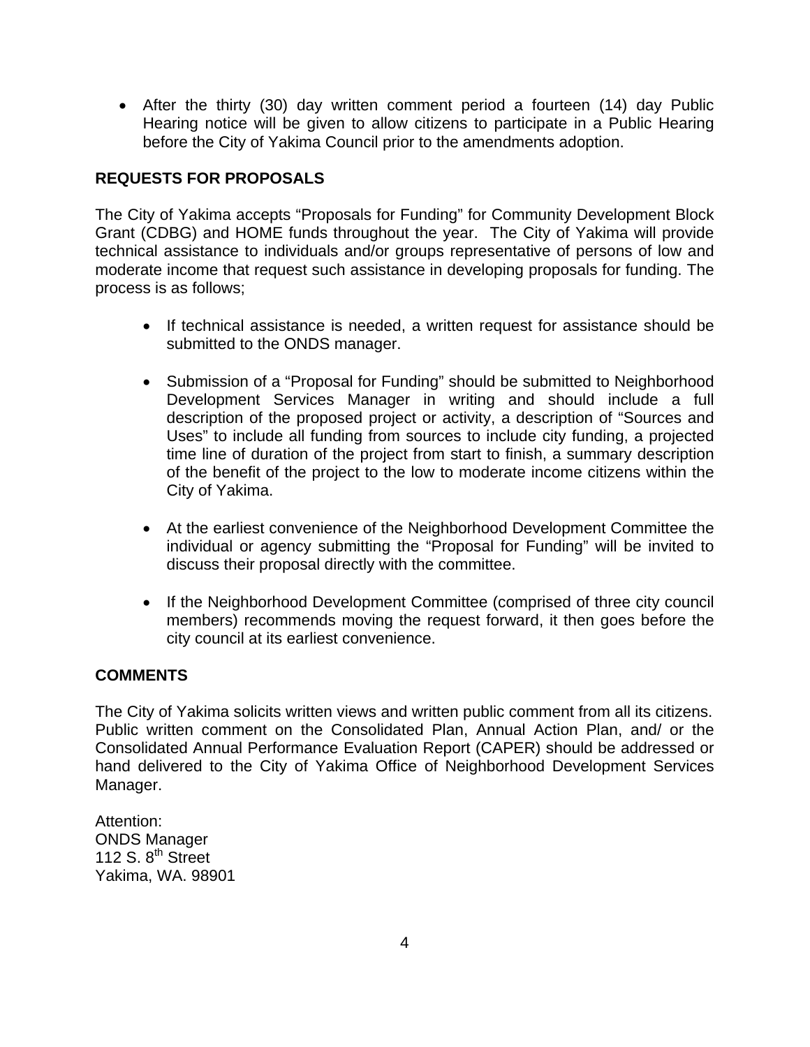- After the thirty (30) day written comment period a fourteen (14) day Public Hearing notice will be given to allow citizens to participate in a Public Hearing before the City of Yakima Council prior to the amendments adoption.

**REQUESTS FOR PROPOSALS**

The City of Yakima accepts "Proposals for Funding" for Community Development Block Grant (CDBG) and HOME funds throughout the year. The City of Yakima will provide technical assistance to individuals and/or groups representative of persons of low and moderate income that request such assistance in developing proposals for funding. The process is as follows;

- If technical assistance is needed, a written request for assistance should be submitted to the ONDS manager.
- Submission of a "Proposal for Funding" should be submitted to Neighborhood Development Services Manager in writing and should include a full description of the proposed project or activity, a description of "Sources and Uses" to include all funding from sources to include city funding, a projected time line of duration of the project from start to finish, a summary description of the benefit of the project to the low to moderate income citizens within the City of Yakima.
- At the earliest convenience of the Neighborhood Development Committee the individual or agency submitting the "Proposal for Funding" will be invited to discuss their proposal directly with the committee.
- If the Neighborhood Development Committee (comprised of three city council members) recommends moving the request forward, it then goes before the city council at its earliest convenience.

**COMMENTS**

The City of Yakima solicits written views and written public comment from all its citizens. Public written comment on the Consolidated Plan, Annual Action Plan, and/ or the Consolidated Annual Performance Evaluation Report (CAPER) should be addressed or hand delivered to the City of Yakima Office of Neighborhood Development Services Manager.

Attention:
ONDS Manager
112 S. 8th Street
Yakima, WA. 98901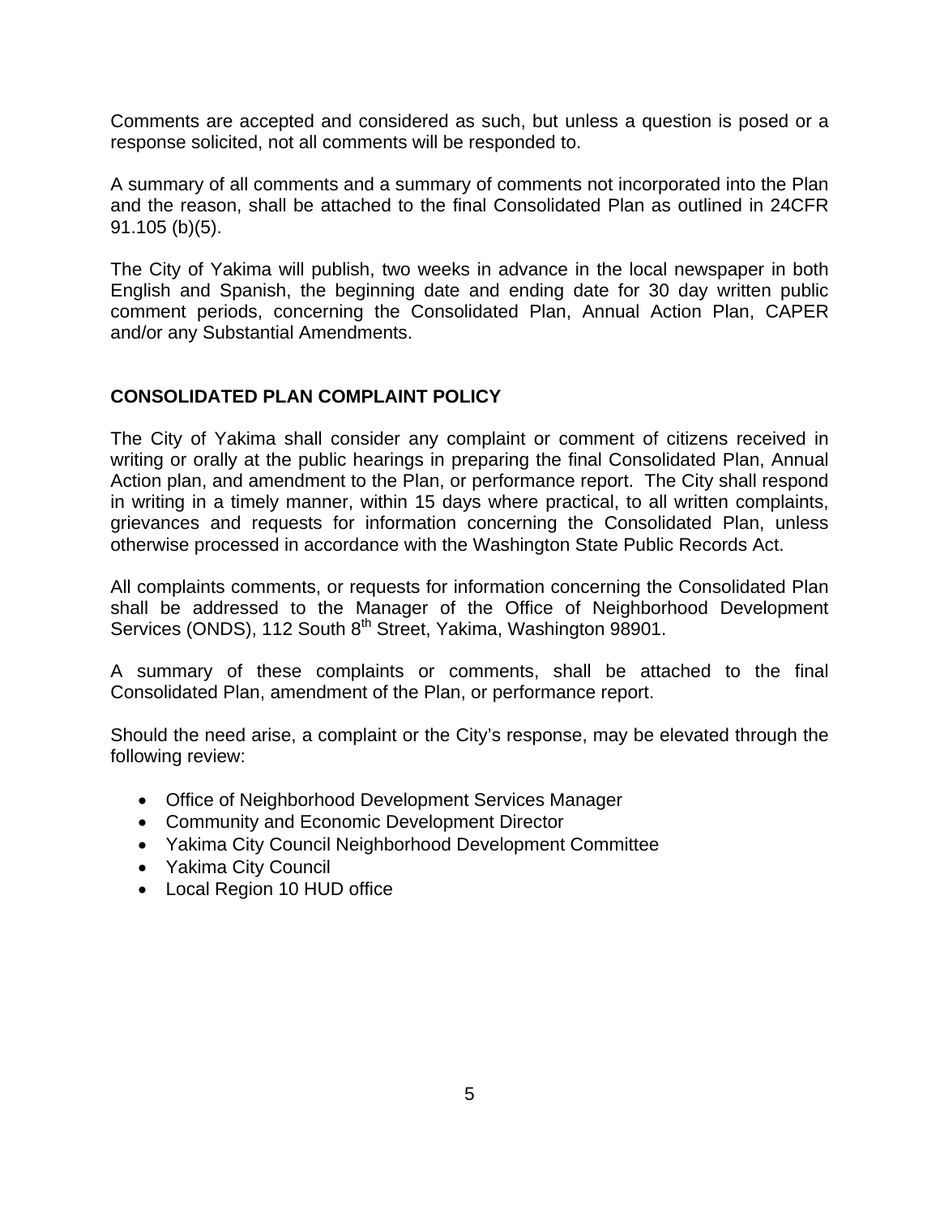Comments are accepted and considered as such, but unless a question is posed or a response solicited, not all comments will be responded to.

A summary of all comments and a summary of comments not incorporated into the Plan and the reason, shall be attached to the final Consolidated Plan as outlined in 24CFR 91.105 (b)(5).

The City of Yakima will publish, two weeks in advance in the local newspaper in both English and Spanish, the beginning date and ending date for 30 day written public comment periods, concerning the Consolidated Plan, Annual Action Plan, CAPER and/or any Substantial Amendments.

## CONSOLIDATED PLAN COMPLAINT POLICY

The City of Yakima shall consider any complaint or comment of citizens received in writing or orally at the public hearings in preparing the final Consolidated Plan, Annual Action plan, and amendment to the Plan, or performance report. The City shall respond in writing in a timely manner, within 15 days where practical, to all written complaints, grievances and requests for information concerning the Consolidated Plan, unless otherwise processed in accordance with the Washington State Public Records Act.

All complaints comments, or requests for information concerning the Consolidated Plan shall be addressed to the Manager of the Office of Neighborhood Development Services (ONDS), 112 South 8th Street, Yakima, Washington 98901.

A summary of these complaints or comments, shall be attached to the final Consolidated Plan, amendment of the Plan, or performance report.

Should the need arise, a complaint or the City's response, may be elevated through the following review:

- Office of Neighborhood Development Services Manager
- Community and Economic Development Director
- Yakima City Council Neighborhood Development Committee
- Yakima City Council
- Local Region 10 HUD office